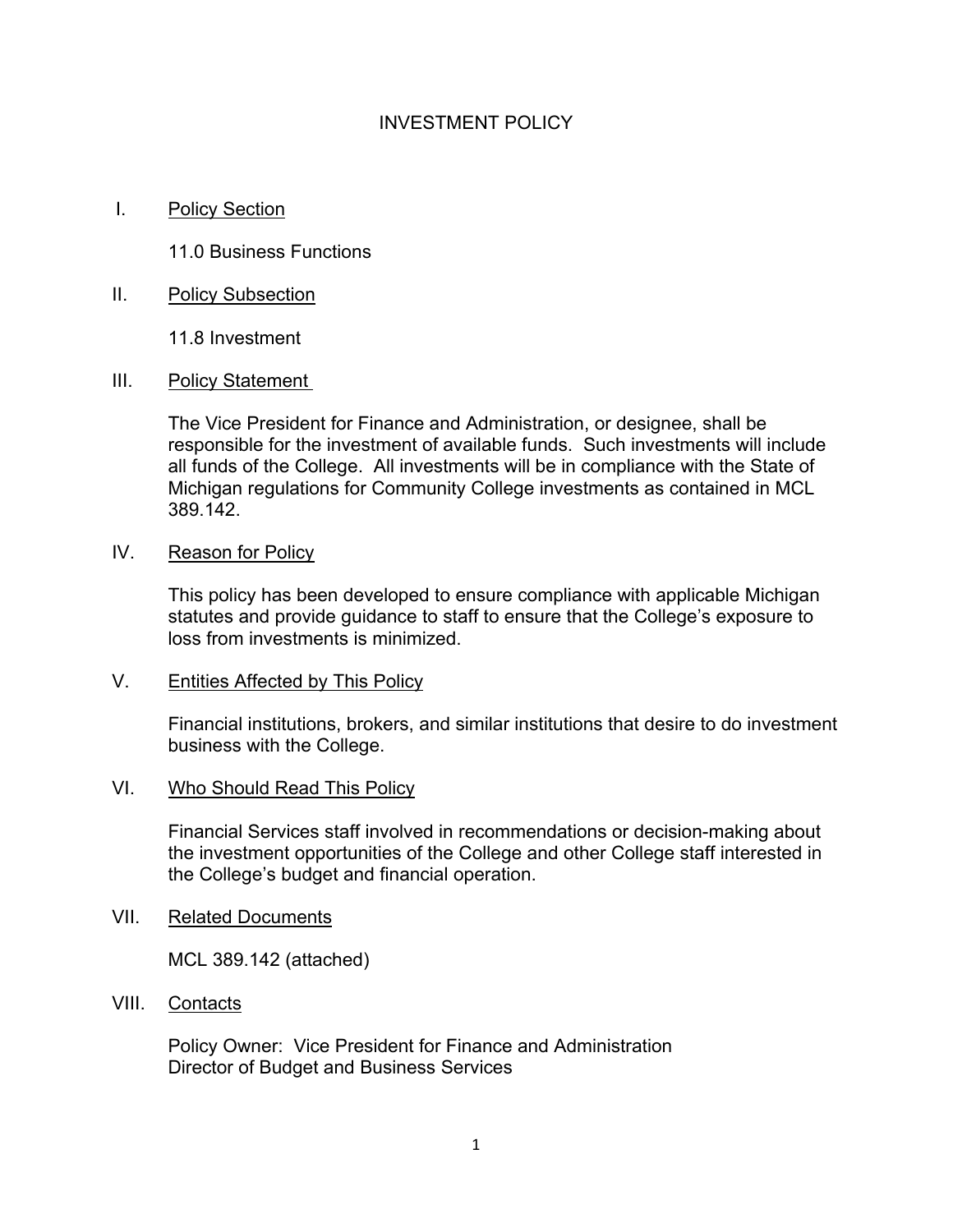# INVESTMENT POLICY

I. Policy Section

11.0 Business Functions

II. Policy Subsection

11.8 Investment

III. Policy Statement

The Vice President for Finance and Administration, or designee, shall be responsible for the investment of available funds. Such investments will include all funds of the College. All investments will be in compliance with the State of Michigan regulations for Community College investments as contained in MCL 389.142.

IV. Reason for Policy

This policy has been developed to ensure compliance with applicable Michigan statutes and provide guidance to staff to ensure that the College's exposure to loss from investments is minimized.

V. Entities Affected by This Policy

Financial institutions, brokers, and similar institutions that desire to do investment business with the College.

VI. Who Should Read This Policy

Financial Services staff involved in recommendations or decision-making about the investment opportunities of the College and other College staff interested in the College's budget and financial operation.

VII. Related Documents

MCL 389.142 (attached)

VIII. Contacts

Policy Owner: Vice President for Finance and Administration
Director of Budget and Business Services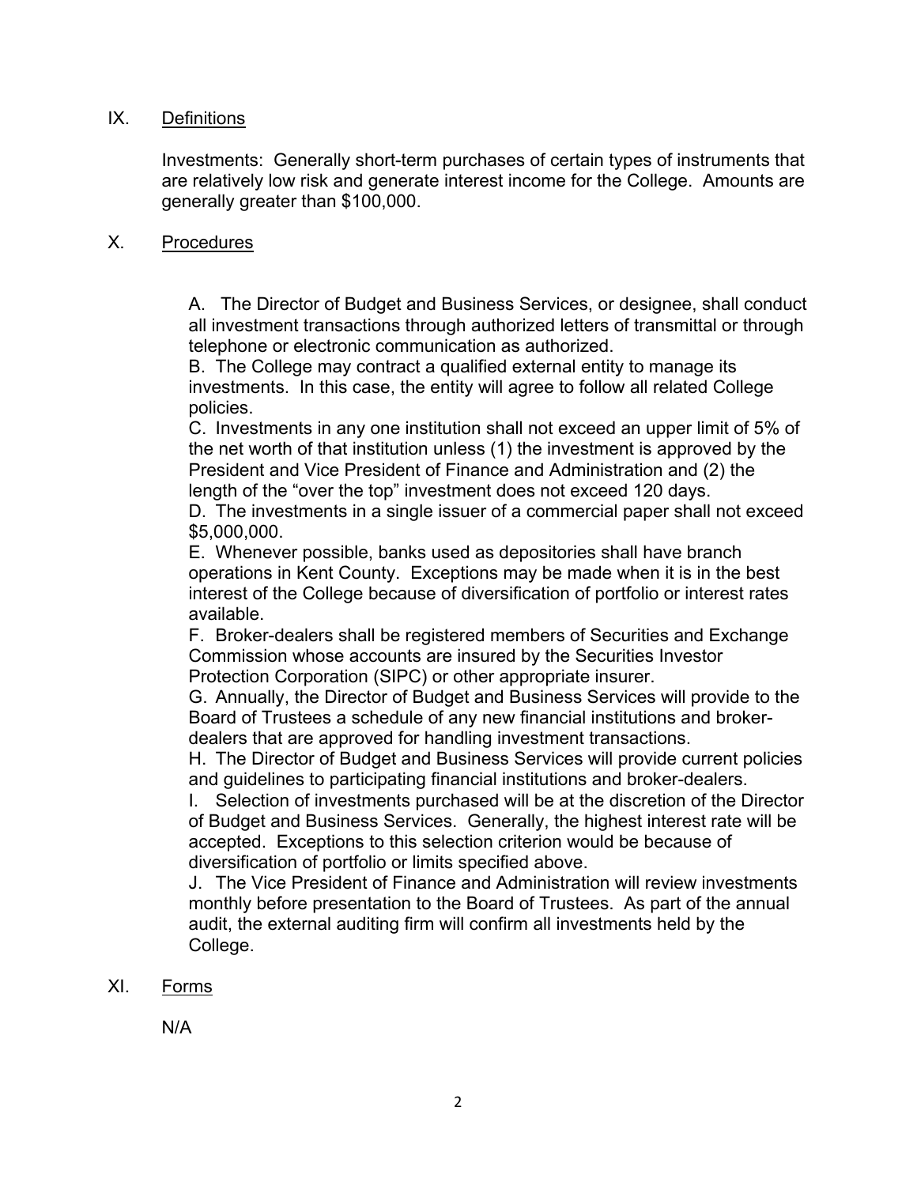## IX. Definitions

Investments: Generally short-term purchases of certain types of instruments that are relatively low risk and generate interest income for the College. Amounts are generally greater than $100,000.

## X. Procedures

A. The Director of Budget and Business Services, or designee, shall conduct all investment transactions through authorized letters of transmittal or through telephone or electronic communication as authorized.

B. The College may contract a qualified external entity to manage its investments. In this case, the entity will agree to follow all related College policies.

C. Investments in any one institution shall not exceed an upper limit of 5% of the net worth of that institution unless (1) the investment is approved by the President and Vice President of Finance and Administration and (2) the length of the "over the top" investment does not exceed 120 days.

D. The investments in a single issuer of a commercial paper shall not exceed $5,000,000.

E. Whenever possible, banks used as depositories shall have branch operations in Kent County. Exceptions may be made when it is in the best interest of the College because of diversification of portfolio or interest rates available.

F. Broker-dealers shall be registered members of Securities and Exchange Commission whose accounts are insured by the Securities Investor Protection Corporation (SIPC) or other appropriate insurer.

G. Annually, the Director of Budget and Business Services will provide to the Board of Trustees a schedule of any new financial institutions and broker-dealers that are approved for handling investment transactions.

H. The Director of Budget and Business Services will provide current policies and guidelines to participating financial institutions and broker-dealers.

I. Selection of investments purchased will be at the discretion of the Director of Budget and Business Services. Generally, the highest interest rate will be accepted. Exceptions to this selection criterion would be because of diversification of portfolio or limits specified above.

J. The Vice President of Finance and Administration will review investments monthly before presentation to the Board of Trustees. As part of the annual audit, the external auditing firm will confirm all investments held by the College.

## XI. Forms

N/A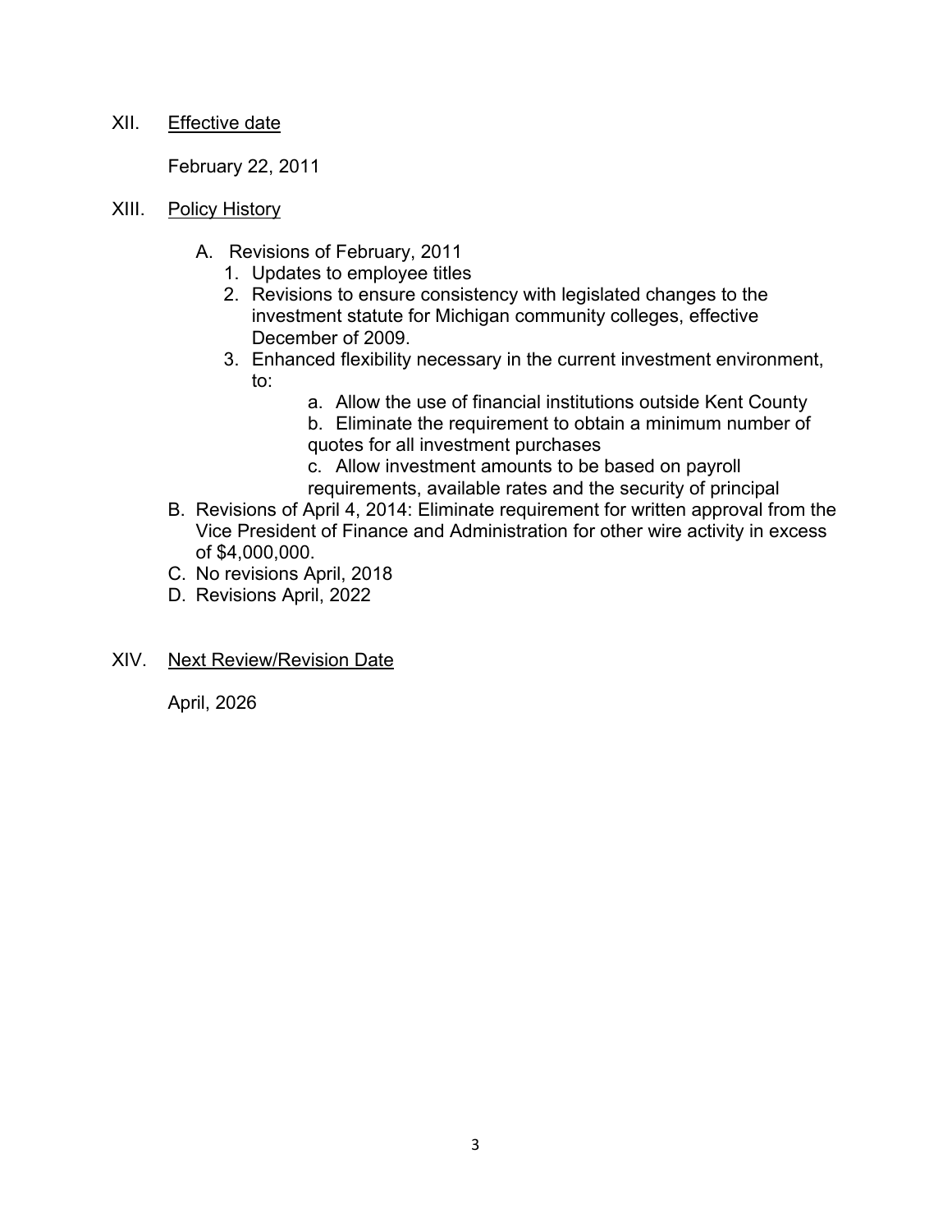XII. Effective date

February 22, 2011

XIII. Policy History

A. Revisions of February, 2011
   1. Updates to employee titles
   2. Revisions to ensure consistency with legislated changes to the investment statute for Michigan community colleges, effective December of 2009.
   3. Enhanced flexibility necessary in the current investment environment, to:
      a. Allow the use of financial institutions outside Kent County
      b. Eliminate the requirement to obtain a minimum number of quotes for all investment purchases
      c. Allow investment amounts to be based on payroll requirements, available rates and the security of principal

B. Revisions of April 4, 2014: Eliminate requirement for written approval from the Vice President of Finance and Administration for other wire activity in excess of $4,000,000.

C. No revisions April, 2018

D. Revisions April, 2022

XIV. Next Review/Revision Date

April, 2026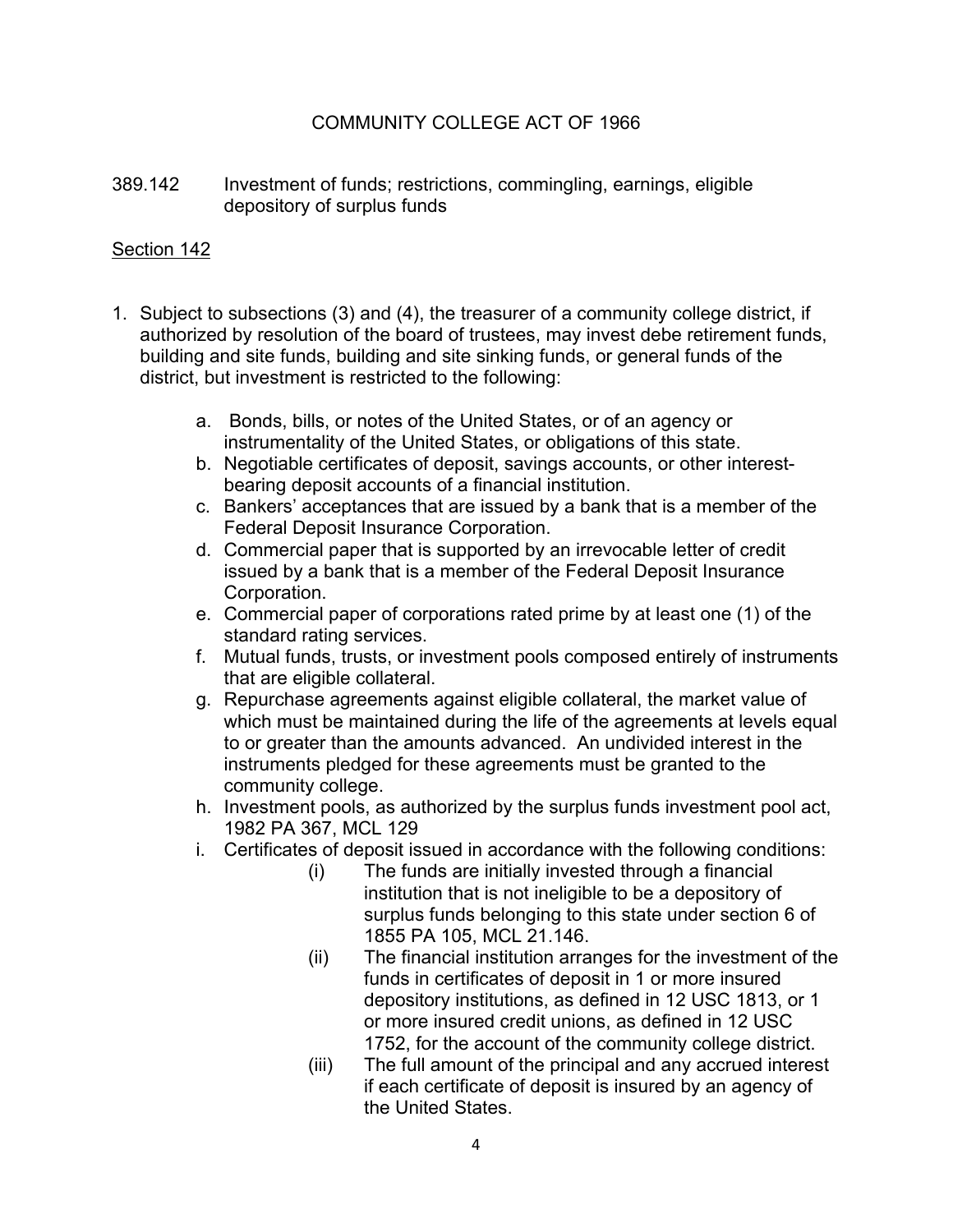COMMUNITY COLLEGE ACT OF 1966

389.142 Investment of funds; restrictions, commingling, earnings, eligible depository of surplus funds

Section 142

1. Subject to subsections (3) and (4), the treasurer of a community college district, if authorized by resolution of the board of trustees, may invest debe retirement funds, building and site funds, building and site sinking funds, or general funds of the district, but investment is restricted to the following:

   a. Bonds, bills, or notes of the United States, or of an agency or instrumentality of the United States, or obligations of this state.
   b. Negotiable certificates of deposit, savings accounts, or other interest-bearing deposit accounts of a financial institution.
   c. Bankers' acceptances that are issued by a bank that is a member of the Federal Deposit Insurance Corporation.
   d. Commercial paper that is supported by an irrevocable letter of credit issued by a bank that is a member of the Federal Deposit Insurance Corporation.
   e. Commercial paper of corporations rated prime by at least one (1) of the standard rating services.
   f. Mutual funds, trusts, or investment pools composed entirely of instruments that are eligible collateral.
   g. Repurchase agreements against eligible collateral, the market value of which must be maintained during the life of the agreements at levels equal to or greater than the amounts advanced. An undivided interest in the instruments pledged for these agreements must be granted to the community college.
   h. Investment pools, as authorized by the surplus funds investment pool act, 1982 PA 367, MCL 129
   i. Certificates of deposit issued in accordance with the following conditions:
      - (i) The funds are initially invested through a financial institution that is not ineligible to be a depository of surplus funds belonging to this state under section 6 of 1855 PA 105, MCL 21.146.
      - (ii) The financial institution arranges for the investment of the funds in certificates of deposit in 1 or more insured depository institutions, as defined in 12 USC 1813, or 1 or more insured credit unions, as defined in 12 USC 1752, for the account of the community college district.
      - (iii) The full amount of the principal and any accrued interest if each certificate of deposit is insured by an agency of the United States.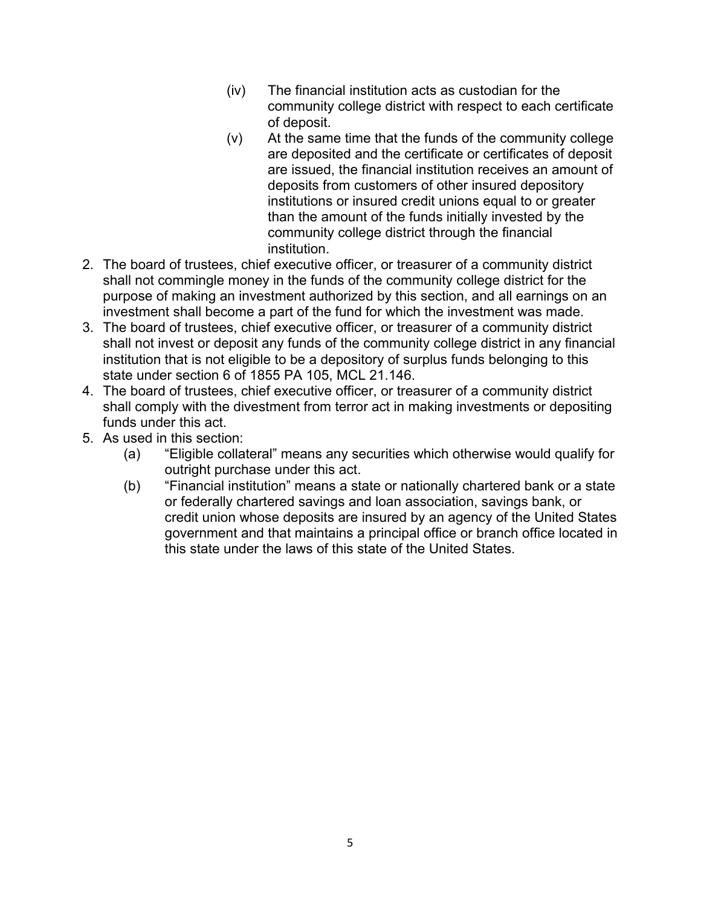(iv) The financial institution acts as custodian for the community college district with respect to each certificate of deposit.

(v) At the same time that the funds of the community college are deposited and the certificate or certificates of deposit are issued, the financial institution receives an amount of deposits from customers of other insured depository institutions or insured credit unions equal to or greater than the amount of the funds initially invested by the community college district through the financial institution.

2. The board of trustees, chief executive officer, or treasurer of a community district shall not commingle money in the funds of the community college district for the purpose of making an investment authorized by this section, and all earnings on an investment shall become a part of the fund for which the investment was made.
3. The board of trustees, chief executive officer, or treasurer of a community district shall not invest or deposit any funds of the community college district in any financial institution that is not eligible to be a depository of surplus funds belonging to this state under section 6 of 1855 PA 105, MCL 21.146.
4. The board of trustees, chief executive officer, or treasurer of a community district shall comply with the divestment from terror act in making investments or depositing funds under this act.
5. As used in this section:
   - (a) "Eligible collateral" means any securities which otherwise would qualify for outright purchase under this act.
   - (b) "Financial institution" means a state or nationally chartered bank or a state or federally chartered savings and loan association, savings bank, or credit union whose deposits are insured by an agency of the United States government and that maintains a principal office or branch office located in this state under the laws of this state of the United States.